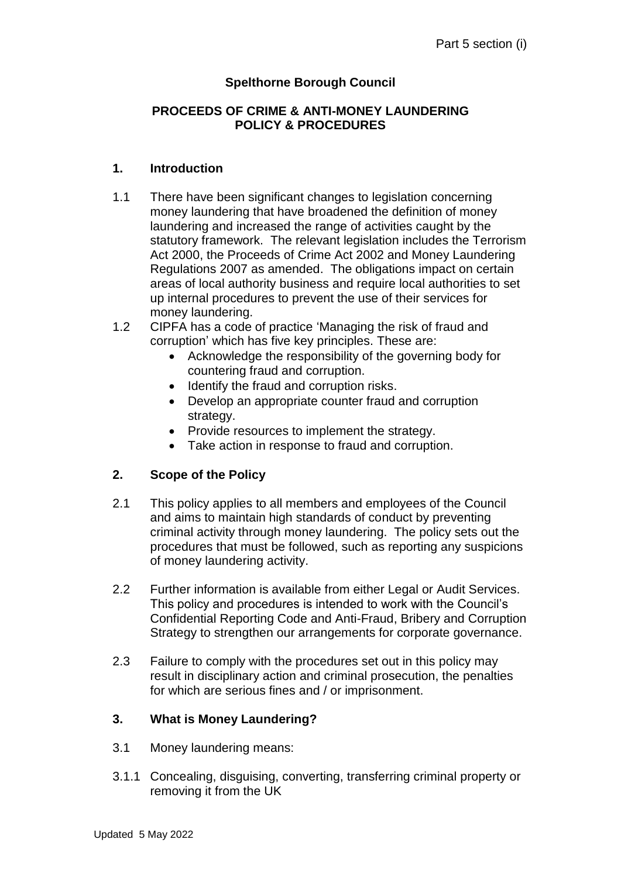**Spelthorne Borough Council**

**PROCEEDS OF CRIME & ANTI-MONEY LAUNDERING POLICY & PROCEDURES**

## 1. Introduction

1.1 There have been significant changes to legislation concerning money laundering that have broadened the definition of money laundering and increased the range of activities caught by the statutory framework. The relevant legislation includes the Terrorism Act 2000, the Proceeds of Crime Act 2002 and Money Laundering Regulations 2007 as amended. The obligations impact on certain areas of local authority business and require local authorities to set up internal procedures to prevent the use of their services for money laundering.

1.2 CIPFA has a code of practice 'Managing the risk of fraud and corruption' which has five key principles. These are:

- Acknowledge the responsibility of the governing body for countering fraud and corruption.
- Identify the fraud and corruption risks.
- Develop an appropriate counter fraud and corruption strategy.
- Provide resources to implement the strategy.
- Take action in response to fraud and corruption.

## 2. Scope of the Policy

2.1 This policy applies to all members and employees of the Council and aims to maintain high standards of conduct by preventing criminal activity through money laundering. The policy sets out the procedures that must be followed, such as reporting any suspicions of money laundering activity.

2.2 Further information is available from either Legal or Audit Services. This policy and procedures is intended to work with the Council's Confidential Reporting Code and Anti-Fraud, Bribery and Corruption Strategy to strengthen our arrangements for corporate governance.

2.3 Failure to comply with the procedures set out in this policy may result in disciplinary action and criminal prosecution, the penalties for which are serious fines and / or imprisonment.

## 3. What is Money Laundering?

3.1 Money laundering means:

3.1.1 Concealing, disguising, converting, transferring criminal property or removing it from the UK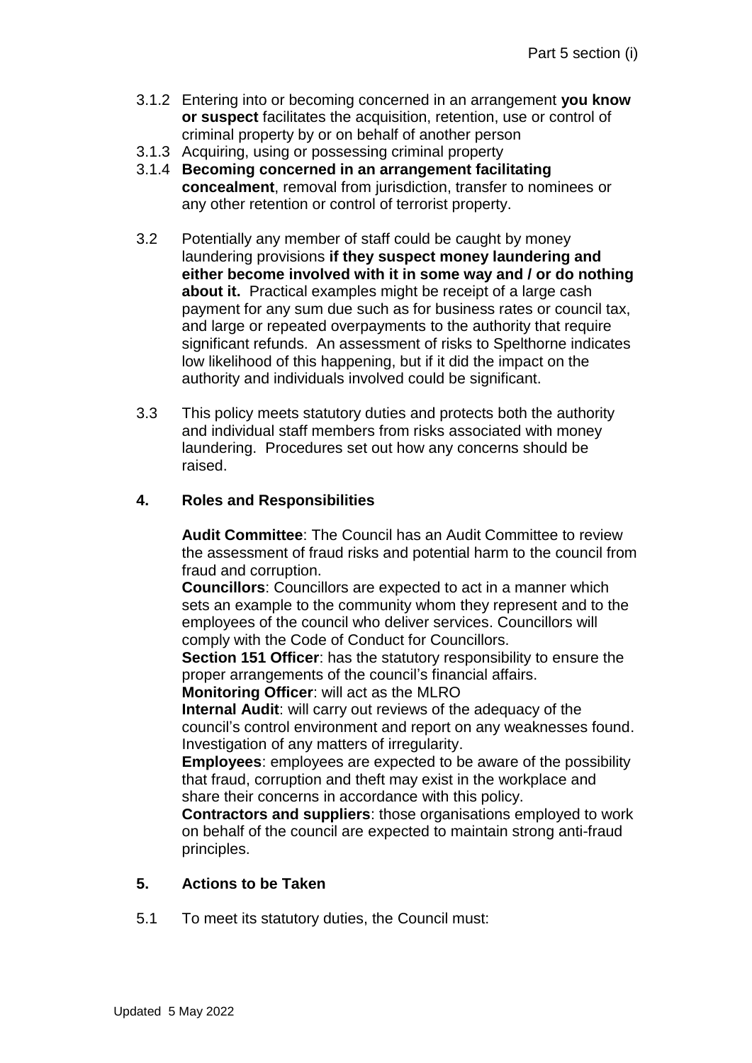3.1.2 Entering into or becoming concerned in an arrangement **you know or suspect** facilitates the acquisition, retention, use or control of criminal property by or on behalf of another person

3.1.3 Acquiring, using or possessing criminal property

3.1.4 **Becoming concerned in an arrangement facilitating concealment**, removal from jurisdiction, transfer to nominees or any other retention or control of terrorist property.

3.2 Potentially any member of staff could be caught by money laundering provisions **if they suspect money laundering and either become involved with it in some way and / or do nothing about it.** Practical examples might be receipt of a large cash payment for any sum due such as for business rates or council tax, and large or repeated overpayments to the authority that require significant refunds. An assessment of risks to Spelthorne indicates low likelihood of this happening, but if it did the impact on the authority and individuals involved could be significant.

3.3 This policy meets statutory duties and protects both the authority and individual staff members from risks associated with money laundering. Procedures set out how any concerns should be raised.

## 4. Roles and Responsibilities

**Audit Committee**: The Council has an Audit Committee to review the assessment of fraud risks and potential harm to the council from fraud and corruption.

**Councillors**: Councillors are expected to act in a manner which sets an example to the community whom they represent and to the employees of the council who deliver services. Councillors will comply with the Code of Conduct for Councillors.

**Section 151 Officer**: has the statutory responsibility to ensure the proper arrangements of the council's financial affairs.

**Monitoring Officer**: will act as the MLRO

**Internal Audit**: will carry out reviews of the adequacy of the council's control environment and report on any weaknesses found. Investigation of any matters of irregularity.

**Employees**: employees are expected to be aware of the possibility that fraud, corruption and theft may exist in the workplace and share their concerns in accordance with this policy.

**Contractors and suppliers**: those organisations employed to work on behalf of the council are expected to maintain strong anti-fraud principles.

## 5. Actions to be Taken

5.1 To meet its statutory duties, the Council must: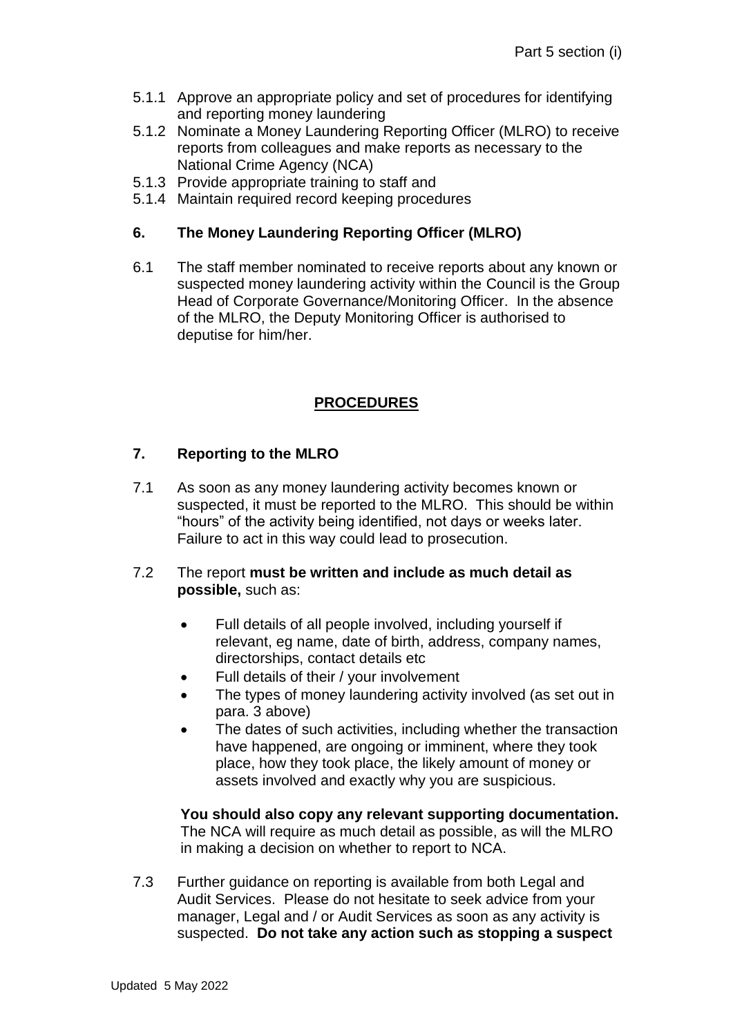5.1.1 Approve an appropriate policy and set of procedures for identifying and reporting money laundering
5.1.2 Nominate a Money Laundering Reporting Officer (MLRO) to receive reports from colleagues and make reports as necessary to the National Crime Agency (NCA)
5.1.3 Provide appropriate training to staff and
5.1.4 Maintain required record keeping procedures

## 6. The Money Laundering Reporting Officer (MLRO)

6.1 The staff member nominated to receive reports about any known or suspected money laundering activity within the Council is the Group Head of Corporate Governance/Monitoring Officer. In the absence of the MLRO, the Deputy Monitoring Officer is authorised to deputise for him/her.

# PROCEDURES

## 7. Reporting to the MLRO

7.1 As soon as any money laundering activity becomes known or suspected, it must be reported to the MLRO. This should be within "hours" of the activity being identified, not days or weeks later. Failure to act in this way could lead to prosecution.

7.2 The report **must be written and include as much detail as possible,** such as:

- Full details of all people involved, including yourself if relevant, eg name, date of birth, address, company names, directorships, contact details etc
- Full details of their / your involvement
- The types of money laundering activity involved (as set out in para. 3 above)
- The dates of such activities, including whether the transaction have happened, are ongoing or imminent, where they took place, how they took place, the likely amount of money or assets involved and exactly why you are suspicious.

**You should also copy any relevant supporting documentation.** The NCA will require as much detail as possible, as will the MLRO in making a decision on whether to report to NCA.

7.3 Further guidance on reporting is available from both Legal and Audit Services. Please do not hesitate to seek advice from your manager, Legal and / or Audit Services as soon as any activity is suspected. **Do not take any action such as stopping a suspect**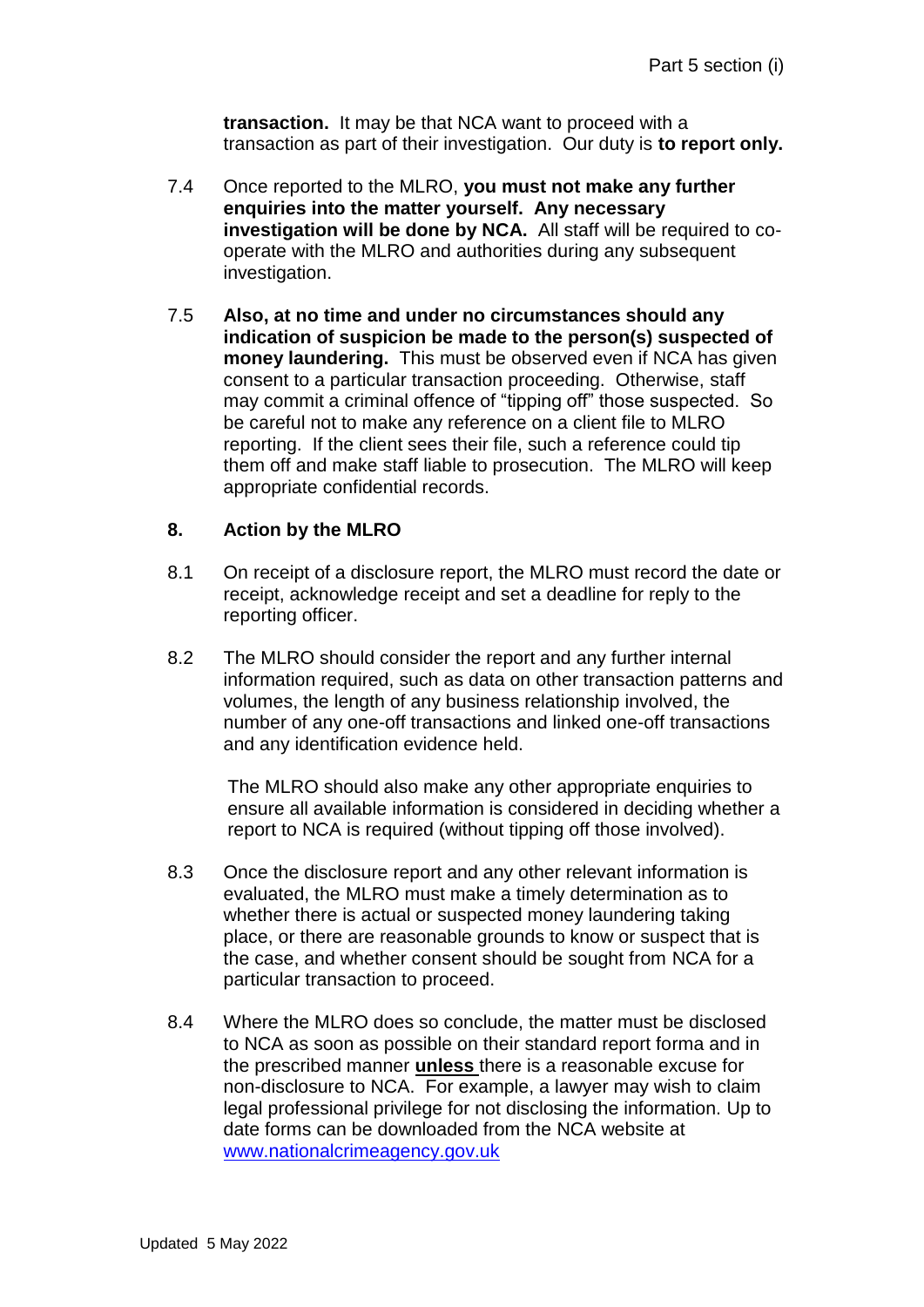**transaction.** It may be that NCA want to proceed with a transaction as part of their investigation. Our duty is **to report only.**

7.4 Once reported to the MLRO, **you must not make any further enquiries into the matter yourself. Any necessary investigation will be done by NCA.** All staff will be required to co-operate with the MLRO and authorities during any subsequent investigation.

7.5 **Also, at no time and under no circumstances should any indication of suspicion be made to the person(s) suspected of money laundering.** This must be observed even if NCA has given consent to a particular transaction proceeding. Otherwise, staff may commit a criminal offence of "tipping off" those suspected. So be careful not to make any reference on a client file to MLRO reporting. If the client sees their file, such a reference could tip them off and make staff liable to prosecution. The MLRO will keep appropriate confidential records.

## 8. Action by the MLRO

8.1 On receipt of a disclosure report, the MLRO must record the date or receipt, acknowledge receipt and set a deadline for reply to the reporting officer.

8.2 The MLRO should consider the report and any further internal information required, such as data on other transaction patterns and volumes, the length of any business relationship involved, the number of any one-off transactions and linked one-off transactions and any identification evidence held.

The MLRO should also make any other appropriate enquiries to ensure all available information is considered in deciding whether a report to NCA is required (without tipping off those involved).

8.3 Once the disclosure report and any other relevant information is evaluated, the MLRO must make a timely determination as to whether there is actual or suspected money laundering taking place, or there are reasonable grounds to know or suspect that is the case, and whether consent should be sought from NCA for a particular transaction to proceed.

8.4 Where the MLRO does so conclude, the matter must be disclosed to NCA as soon as possible on their standard report forma and in the prescribed manner **unless** there is a reasonable excuse for non-disclosure to NCA. For example, a lawyer may wish to claim legal professional privilege for not disclosing the information. Up to date forms can be downloaded from the NCA website at www.nationalcrimeagency.gov.uk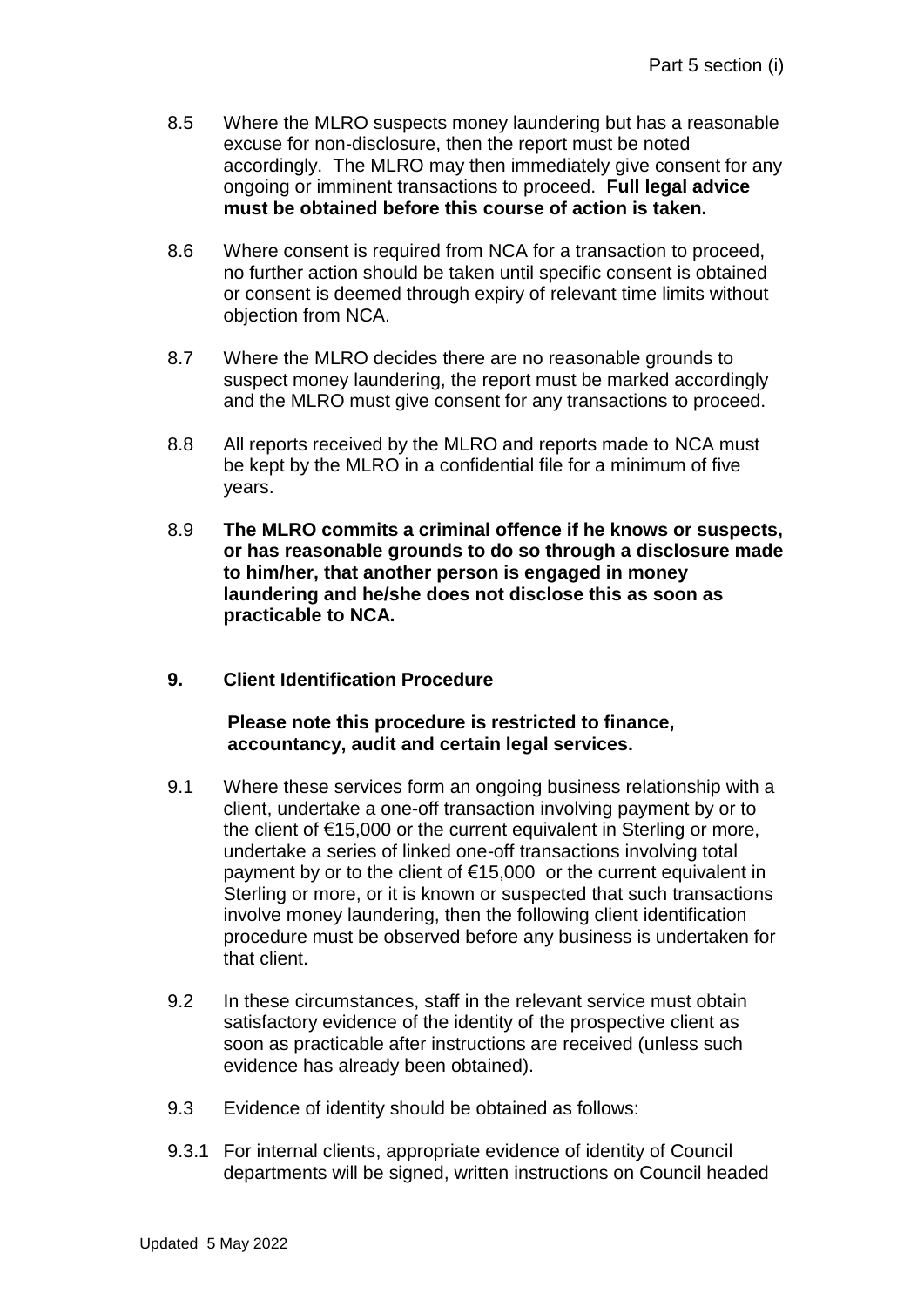8.5 Where the MLRO suspects money laundering but has a reasonable excuse for non-disclosure, then the report must be noted accordingly. The MLRO may then immediately give consent for any ongoing or imminent transactions to proceed. **Full legal advice must be obtained before this course of action is taken.**

8.6 Where consent is required from NCA for a transaction to proceed, no further action should be taken until specific consent is obtained or consent is deemed through expiry of relevant time limits without objection from NCA.

8.7 Where the MLRO decides there are no reasonable grounds to suspect money laundering, the report must be marked accordingly and the MLRO must give consent for any transactions to proceed.

8.8 All reports received by the MLRO and reports made to NCA must be kept by the MLRO in a confidential file for a minimum of five years.

8.9 **The MLRO commits a criminal offence if he knows or suspects, or has reasonable grounds to do so through a disclosure made to him/her, that another person is engaged in money laundering and he/she does not disclose this as soon as practicable to NCA.**

## 9. Client Identification Procedure

**Please note this procedure is restricted to finance, accountancy, audit and certain legal services.**

9.1 Where these services form an ongoing business relationship with a client, undertake a one-off transaction involving payment by or to the client of €15,000 or the current equivalent in Sterling or more, undertake a series of linked one-off transactions involving total payment by or to the client of €15,000 or the current equivalent in Sterling or more, or it is known or suspected that such transactions involve money laundering, then the following client identification procedure must be observed before any business is undertaken for that client.

9.2 In these circumstances, staff in the relevant service must obtain satisfactory evidence of the identity of the prospective client as soon as practicable after instructions are received (unless such evidence has already been obtained).

9.3 Evidence of identity should be obtained as follows:

9.3.1 For internal clients, appropriate evidence of identity of Council departments will be signed, written instructions on Council headed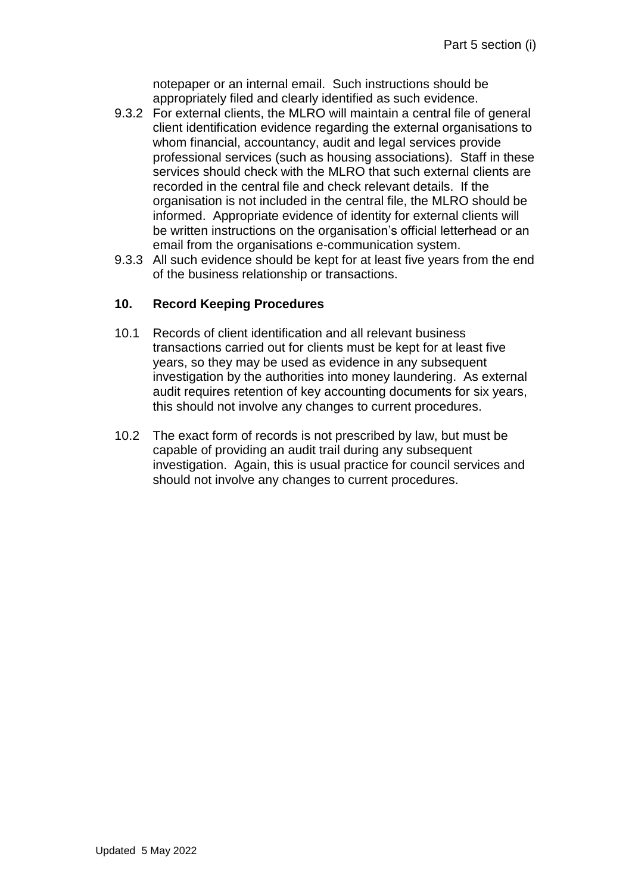notepaper or an internal email. Such instructions should be appropriately filed and clearly identified as such evidence.

9.3.2 For external clients, the MLRO will maintain a central file of general client identification evidence regarding the external organisations to whom financial, accountancy, audit and legal services provide professional services (such as housing associations). Staff in these services should check with the MLRO that such external clients are recorded in the central file and check relevant details. If the organisation is not included in the central file, the MLRO should be informed. Appropriate evidence of identity for external clients will be written instructions on the organisation's official letterhead or an email from the organisations e-communication system.

9.3.3 All such evidence should be kept for at least five years from the end of the business relationship or transactions.

## 10. Record Keeping Procedures

10.1 Records of client identification and all relevant business transactions carried out for clients must be kept for at least five years, so they may be used as evidence in any subsequent investigation by the authorities into money laundering. As external audit requires retention of key accounting documents for six years, this should not involve any changes to current procedures.

10.2 The exact form of records is not prescribed by law, but must be capable of providing an audit trail during any subsequent investigation. Again, this is usual practice for council services and should not involve any changes to current procedures.